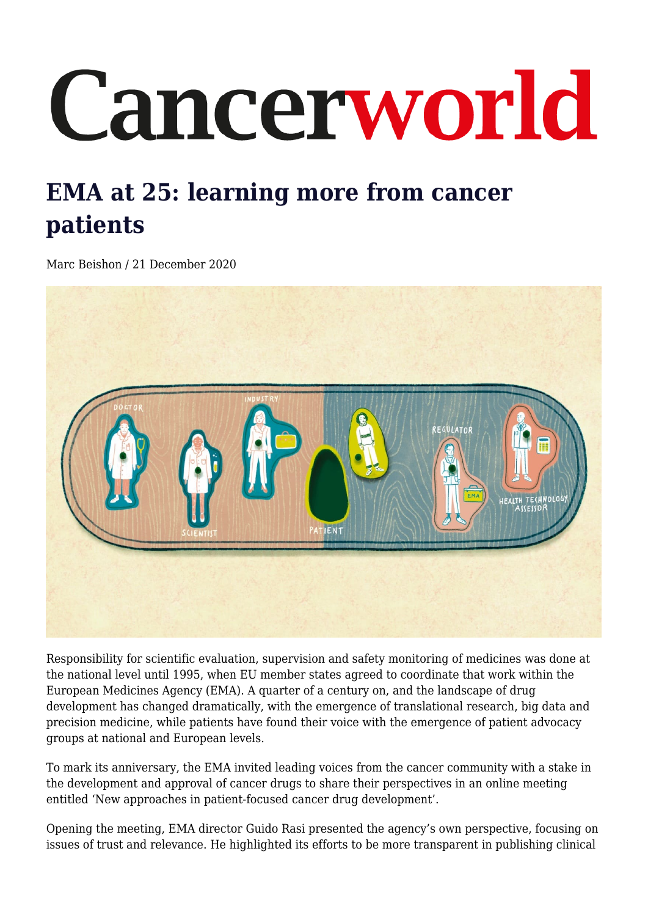# Cancerworld

## EMA at 25: learning more from cancer patients

Marc Beishon / 21 December 2020

Responsibility for scientific evaluation, supervision and safety monitoring of medicines was done at the national level until 1995, when EU member states agreed to coordinate that work within the European Medicines Agency (EMA). A quarter of a century on, and the landscape of drug development has changed dramatically, with the emergence of translational research, big data and precision medicine, while patients have found their voice with the emergence of patient advocacy groups at national and European levels.

To mark its anniversary, the EMA invited leading voices from the cancer community with a stake in the development and approval of cancer drugs to share their perspectives in an online meeting entitled 'New approaches in patient-focused cancer drug development'.

Opening the meeting, EMA director Guido Rasi presented the agency's own perspective, focusing on issues of trust and relevance. He highlighted its efforts to be more transparent in publishing clinical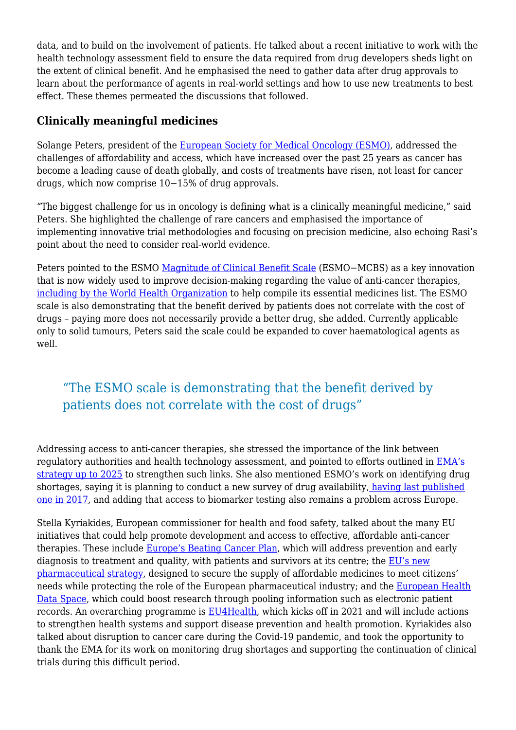data, and to build on the involvement of patients. He talked about a recent initiative to work with the health technology assessment field to ensure the data required from drug developers sheds light on the extent of clinical benefit. And he emphasised the need to gather data after drug approvals to learn about the performance of agents in real-world settings and how to use new treatments to best effect. These themes permeated the discussions that followed.

## Clinically meaningful medicines

Solange Peters, president of the European Society for Medical Oncology (ESMO), addressed the challenges of affordability and access, which have increased over the past 25 years as cancer has become a leading cause of death globally, and costs of treatments have risen, not least for cancer drugs, which now comprise 10−15% of drug approvals.

"The biggest challenge for us in oncology is defining what is a clinically meaningful medicine," said Peters. She highlighted the challenge of rare cancers and emphasised the importance of implementing innovative trial methodologies and focusing on precision medicine, also echoing Rasi's point about the need to consider real-world evidence.

Peters pointed to the ESMO Magnitude of Clinical Benefit Scale (ESMO−MCBS) as a key innovation that is now widely used to improve decision-making regarding the value of anti-cancer therapies, including by the World Health Organization to help compile its essential medicines list. The ESMO scale is also demonstrating that the benefit derived by patients does not correlate with the cost of drugs – paying more does not necessarily provide a better drug, she added. Currently applicable only to solid tumours, Peters said the scale could be expanded to cover haematological agents as well.

> "The ESMO scale is demonstrating that the benefit derived by patients does not correlate with the cost of drugs"

Addressing access to anti-cancer therapies, she stressed the importance of the link between regulatory authorities and health technology assessment, and pointed to efforts outlined in EMA's strategy up to 2025 to strengthen such links. She also mentioned ESMO's work on identifying drug shortages, saying it is planning to conduct a new survey of drug availability, having last published one in 2017, and adding that access to biomarker testing also remains a problem across Europe.

Stella Kyriakides, European commissioner for health and food safety, talked about the many EU initiatives that could help promote development and access to effective, affordable anti-cancer therapies. These include Europe's Beating Cancer Plan, which will address prevention and early diagnosis to treatment and quality, with patients and survivors at its centre; the EU's new pharmaceutical strategy, designed to secure the supply of affordable medicines to meet citizens' needs while protecting the role of the European pharmaceutical industry; and the European Health Data Space, which could boost research through pooling information such as electronic patient records. An overarching programme is EU4Health, which kicks off in 2021 and will include actions to strengthen health systems and support disease prevention and health promotion. Kyriakides also talked about disruption to cancer care during the Covid-19 pandemic, and took the opportunity to thank the EMA for its work on monitoring drug shortages and supporting the continuation of clinical trials during this difficult period.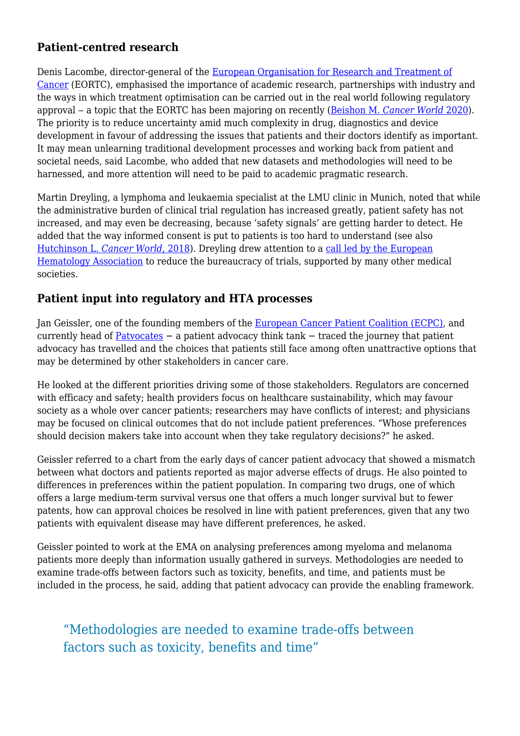## Patient-centred research

Denis Lacombe, director-general of the European Organisation for Research and Treatment of Cancer (EORTC), emphasised the importance of academic research, partnerships with industry and the ways in which treatment optimisation can be carried out in the real world following regulatory approval – a topic that the EORTC has been majoring on recently (Beishon M. *Cancer World* 2020). The priority is to reduce uncertainty amid much complexity in drug, diagnostics and device development in favour of addressing the issues that patients and their doctors identify as important. It may mean unlearning traditional development processes and working back from patient and societal needs, said Lacombe, who added that new datasets and methodologies will need to be harnessed, and more attention will need to be paid to academic pragmatic research.

Martin Dreyling, a lymphoma and leukaemia specialist at the LMU clinic in Munich, noted that while the administrative burden of clinical trial regulation has increased greatly, patient safety has not increased, and may even be decreasing, because 'safety signals' are getting harder to detect. He added that the way informed consent is put to patients is too hard to understand (see also Hutchinson L. *Cancer World*, 2018). Dreyling drew attention to a call led by the European Hematology Association to reduce the bureaucracy of trials, supported by many other medical societies.

## Patient input into regulatory and HTA processes

Jan Geissler, one of the founding members of the European Cancer Patient Coalition (ECPC), and currently head of Patvocates − a patient advocacy think tank − traced the journey that patient advocacy has travelled and the choices that patients still face among often unattractive options that may be determined by other stakeholders in cancer care.

He looked at the different priorities driving some of those stakeholders. Regulators are concerned with efficacy and safety; health providers focus on healthcare sustainability, which may favour society as a whole over cancer patients; researchers may have conflicts of interest; and physicians may be focused on clinical outcomes that do not include patient preferences. "Whose preferences should decision makers take into account when they take regulatory decisions?" he asked.

Geissler referred to a chart from the early days of cancer patient advocacy that showed a mismatch between what doctors and patients reported as major adverse effects of drugs. He also pointed to differences in preferences within the patient population. In comparing two drugs, one of which offers a large medium-term survival versus one that offers a much longer survival but to fewer patents, how can approval choices be resolved in line with patient preferences, given that any two patients with equivalent disease may have different preferences, he asked.

Geissler pointed to work at the EMA on analysing preferences among myeloma and melanoma patients more deeply than information usually gathered in surveys. Methodologies are needed to examine trade-offs between factors such as toxicity, benefits, and time, and patients must be included in the process, he said, adding that patient advocacy can provide the enabling framework.

> "Methodologies are needed to examine trade-offs between factors such as toxicity, benefits and time"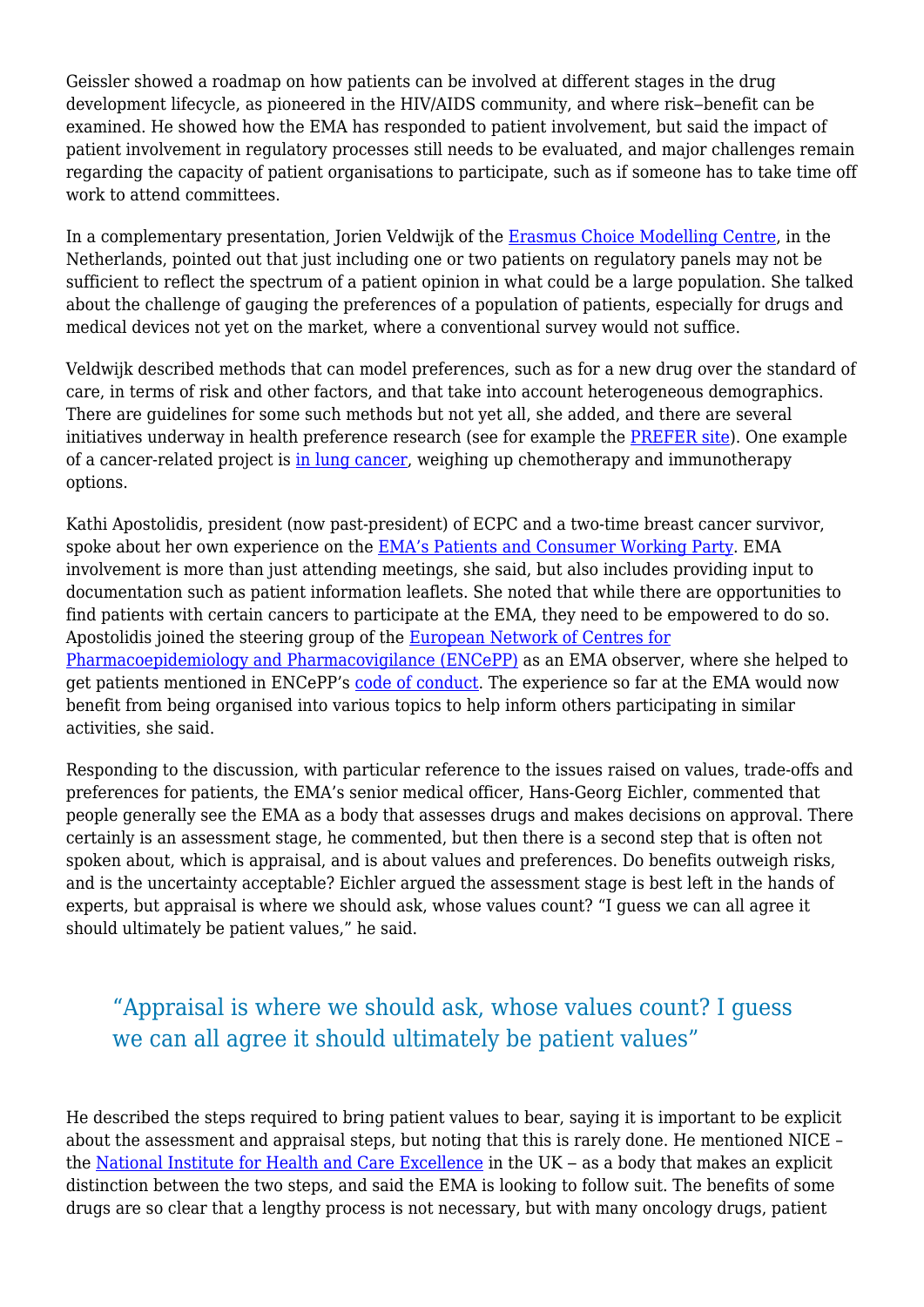Geissler showed a roadmap on how patients can be involved at different stages in the drug development lifecycle, as pioneered in the HIV/AIDS community, and where risk–benefit can be examined. He showed how the EMA has responded to patient involvement, but said the impact of patient involvement in regulatory processes still needs to be evaluated, and major challenges remain regarding the capacity of patient organisations to participate, such as if someone has to take time off work to attend committees.

In a complementary presentation, Jorien Veldwijk of the Erasmus Choice Modelling Centre, in the Netherlands, pointed out that just including one or two patients on regulatory panels may not be sufficient to reflect the spectrum of a patient opinion in what could be a large population. She talked about the challenge of gauging the preferences of a population of patients, especially for drugs and medical devices not yet on the market, where a conventional survey would not suffice.

Veldwijk described methods that can model preferences, such as for a new drug over the standard of care, in terms of risk and other factors, and that take into account heterogeneous demographics. There are guidelines for some such methods but not yet all, she added, and there are several initiatives underway in health preference research (see for example the PREFER site). One example of a cancer-related project is in lung cancer, weighing up chemotherapy and immunotherapy options.

Kathi Apostolidis, president (now past-president) of ECPC and a two-time breast cancer survivor, spoke about her own experience on the EMA's Patients and Consumer Working Party. EMA involvement is more than just attending meetings, she said, but also includes providing input to documentation such as patient information leaflets. She noted that while there are opportunities to find patients with certain cancers to participate at the EMA, they need to be empowered to do so. Apostolidis joined the steering group of the European Network of Centres for Pharmacoepidemiology and Pharmacovigilance (ENCePP) as an EMA observer, where she helped to get patients mentioned in ENCePP's code of conduct. The experience so far at the EMA would now benefit from being organised into various topics to help inform others participating in similar activities, she said.

Responding to the discussion, with particular reference to the issues raised on values, trade-offs and preferences for patients, the EMA's senior medical officer, Hans-Georg Eichler, commented that people generally see the EMA as a body that assesses drugs and makes decisions on approval. There certainly is an assessment stage, he commented, but then there is a second step that is often not spoken about, which is appraisal, and is about values and preferences. Do benefits outweigh risks, and is the uncertainty acceptable? Eichler argued the assessment stage is best left in the hands of experts, but appraisal is where we should ask, whose values count? "I guess we can all agree it should ultimately be patient values," he said.

> "Appraisal is where we should ask, whose values count? I guess we can all agree it should ultimately be patient values"

He described the steps required to bring patient values to bear, saying it is important to be explicit about the assessment and appraisal steps, but noting that this is rarely done. He mentioned NICE – the National Institute for Health and Care Excellence in the UK – as a body that makes an explicit distinction between the two steps, and said the EMA is looking to follow suit. The benefits of some drugs are so clear that a lengthy process is not necessary, but with many oncology drugs, patient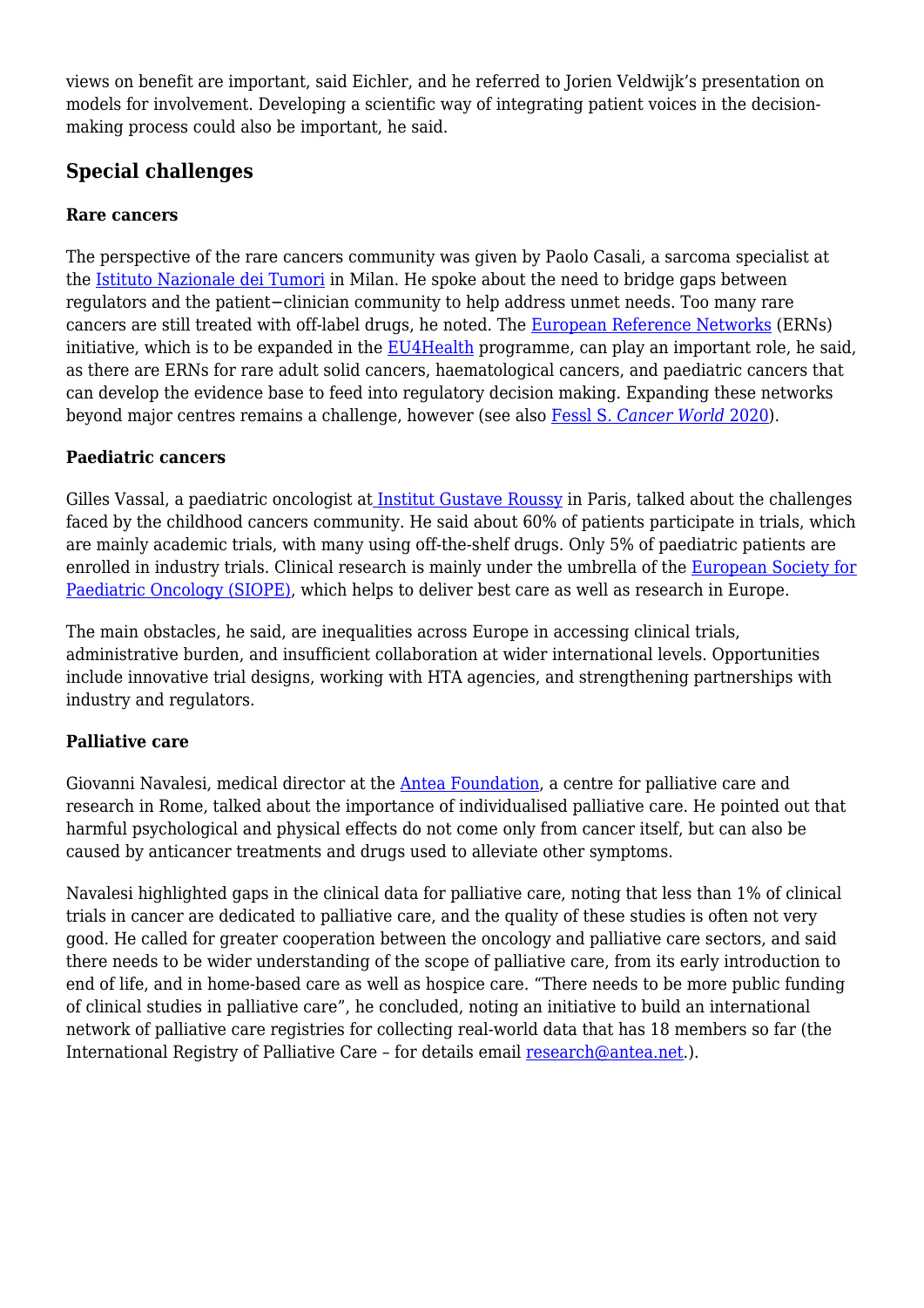views on benefit are important, said Eichler, and he referred to Jorien Veldwijk's presentation on models for involvement. Developing a scientific way of integrating patient voices in the decision-making process could also be important, he said.

## Special challenges

### Rare cancers

The perspective of the rare cancers community was given by Paolo Casali, a sarcoma specialist at the Istituto Nazionale dei Tumori in Milan. He spoke about the need to bridge gaps between regulators and the patient–clinician community to help address unmet needs. Too many rare cancers are still treated with off-label drugs, he noted. The European Reference Networks (ERNs) initiative, which is to be expanded in the EU4Health programme, can play an important role, he said, as there are ERNs for rare adult solid cancers, haematological cancers, and paediatric cancers that can develop the evidence base to feed into regulatory decision making. Expanding these networks beyond major centres remains a challenge, however (see also Fessl S. *Cancer World* 2020).

### Paediatric cancers

Gilles Vassal, a paediatric oncologist at Institut Gustave Roussy in Paris, talked about the challenges faced by the childhood cancers community. He said about 60% of patients participate in trials, which are mainly academic trials, with many using off-the-shelf drugs. Only 5% of paediatric patients are enrolled in industry trials. Clinical research is mainly under the umbrella of the European Society for Paediatric Oncology (SIOPE), which helps to deliver best care as well as research in Europe.

The main obstacles, he said, are inequalities across Europe in accessing clinical trials, administrative burden, and insufficient collaboration at wider international levels. Opportunities include innovative trial designs, working with HTA agencies, and strengthening partnerships with industry and regulators.

### Palliative care

Giovanni Navalesi, medical director at the Antea Foundation, a centre for palliative care and research in Rome, talked about the importance of individualised palliative care. He pointed out that harmful psychological and physical effects do not come only from cancer itself, but can also be caused by anticancer treatments and drugs used to alleviate other symptoms.

Navalesi highlighted gaps in the clinical data for palliative care, noting that less than 1% of clinical trials in cancer are dedicated to palliative care, and the quality of these studies is often not very good. He called for greater cooperation between the oncology and palliative care sectors, and said there needs to be wider understanding of the scope of palliative care, from its early introduction to end of life, and in home-based care as well as hospice care. "There needs to be more public funding of clinical studies in palliative care", he concluded, noting an initiative to build an international network of palliative care registries for collecting real-world data that has 18 members so far (the International Registry of Palliative Care – for details email research@antea.net.).